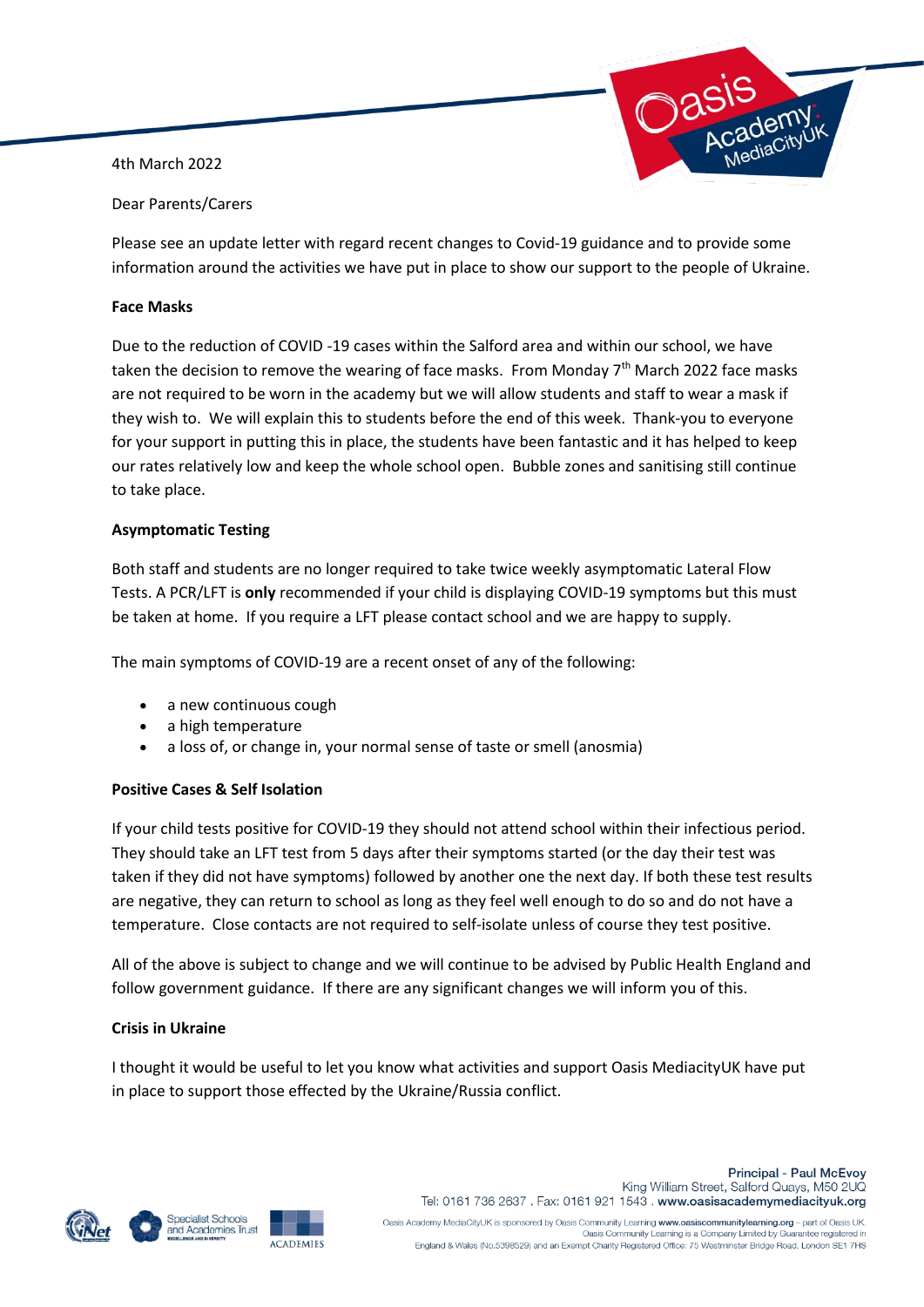4th March 2022

Dear Parents/Carers

Please see an update letter with regard recent changes to Covid-19 guidance and to provide some information around the activities we have put in place to show our support to the people of Ukraine.

**Face Masks**

Due to the reduction of COVID -19 cases within the Salford area and within our school, we have taken the decision to remove the wearing of face masks. From Monday 7th March 2022 face masks are not required to be worn in the academy but we will allow students and staff to wear a mask if they wish to. We will explain this to students before the end of this week. Thank-you to everyone for your support in putting this in place, the students have been fantastic and it has helped to keep our rates relatively low and keep the whole school open. Bubble zones and sanitising still continue to take place.

**Asymptomatic Testing**

Both staff and students are no longer required to take twice weekly asymptomatic Lateral Flow Tests. A PCR/LFT is **only** recommended if your child is displaying COVID-19 symptoms but this must be taken at home. If you require a LFT please contact school and we are happy to supply.

The main symptoms of COVID-19 are a recent onset of any of the following:

- a new continuous cough
- a high temperature
- a loss of, or change in, your normal sense of taste or smell (anosmia)

**Positive Cases & Self Isolation**

If your child tests positive for COVID-19 they should not attend school within their infectious period. They should take an LFT test from 5 days after their symptoms started (or the day their test was taken if they did not have symptoms) followed by another one the next day. If both these test results are negative, they can return to school as long as they feel well enough to do so and do not have a temperature. Close contacts are not required to self-isolate unless of course they test positive.

All of the above is subject to change and we will continue to be advised by Public Health England and follow government guidance. If there are any significant changes we will inform you of this.

**Crisis in Ukraine**

I thought it would be useful to let you know what activities and support Oasis MediacityUK have put in place to support those effected by the Ukraine/Russia conflict.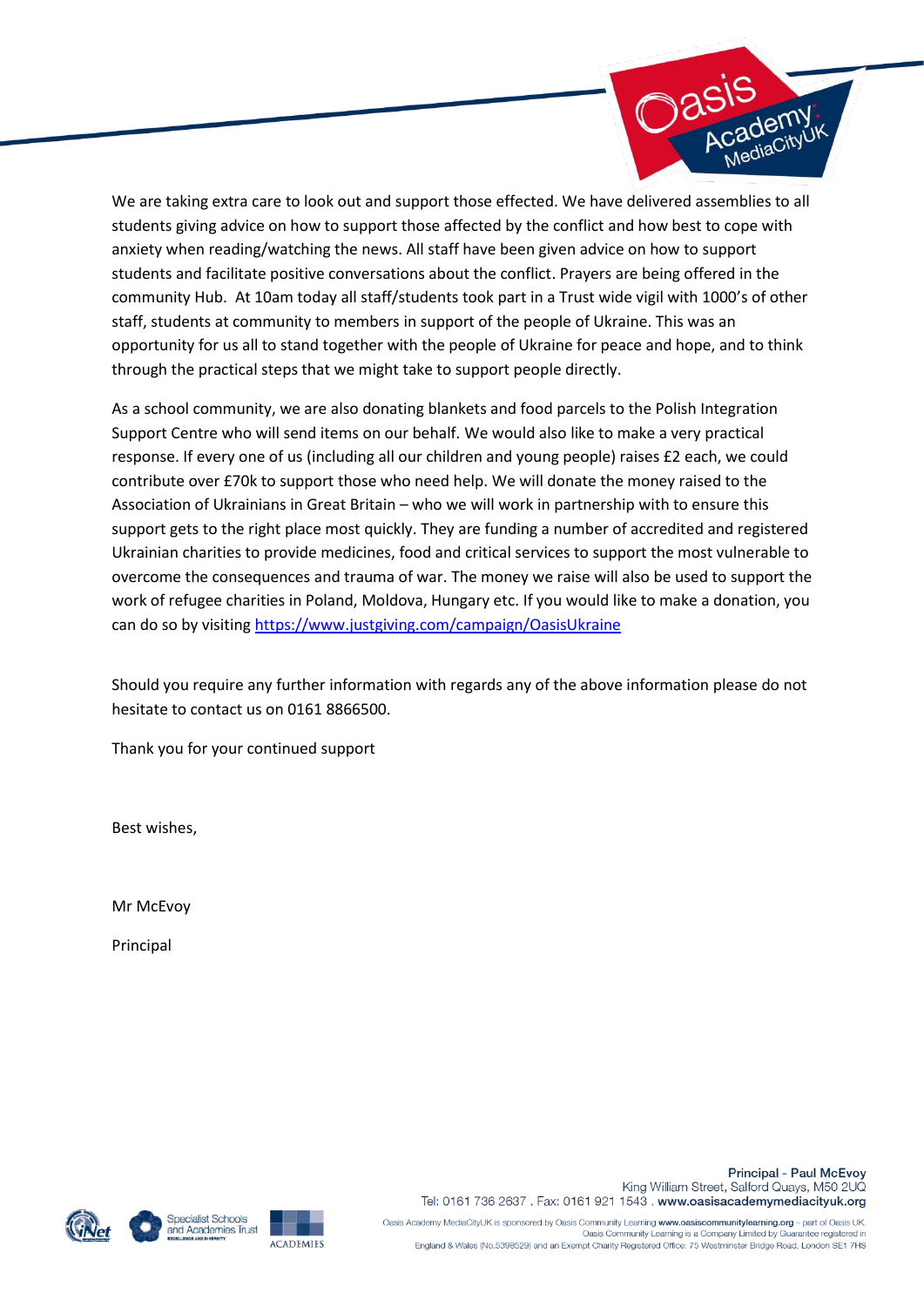We are taking extra care to look out and support those effected. We have delivered assemblies to all students giving advice on how to support those affected by the conflict and how best to cope with anxiety when reading/watching the news. All staff have been given advice on how to support students and facilitate positive conversations about the conflict. Prayers are being offered in the community Hub. At 10am today all staff/students took part in a Trust wide vigil with 1000's of other staff, students at community to members in support of the people of Ukraine. This was an opportunity for us all to stand together with the people of Ukraine for peace and hope, and to think through the practical steps that we might take to support people directly.

As a school community, we are also donating blankets and food parcels to the Polish Integration Support Centre who will send items on our behalf. We would also like to make a very practical response. If every one of us (including all our children and young people) raises £2 each, we could contribute over £70k to support those who need help. We will donate the money raised to the Association of Ukrainians in Great Britain – who we will work in partnership with to ensure this support gets to the right place most quickly. They are funding a number of accredited and registered Ukrainian charities to provide medicines, food and critical services to support the most vulnerable to overcome the consequences and trauma of war. The money we raise will also be used to support the work of refugee charities in Poland, Moldova, Hungary etc. If you would like to make a donation, you can do so by visiting https://www.justgiving.com/campaign/OasisUkraine

Should you require any further information with regards any of the above information please do not hesitate to contact us on 0161 8866500.

Thank you for your continued support

Best wishes,

Mr McEvoy

Principal

Principal - Paul McEvoy
King William Street, Salford Quays, M50 2UQ
Tel: 0161 736 2637 . Fax: 0161 921 1543 . www.oasisacademymediacityuk.org

Oasis Academy MediaCityUK is sponsored by Oasis Community Learning www.oasiscommunitylearning.org – part of Oasis UK. Oasis Community Learning is a Company Limited by Guarantee registered in England & Wales (No.5398529) and an Exempt Charity Registered Office: 75 Westminster Bridge Road, London SE1 7HS